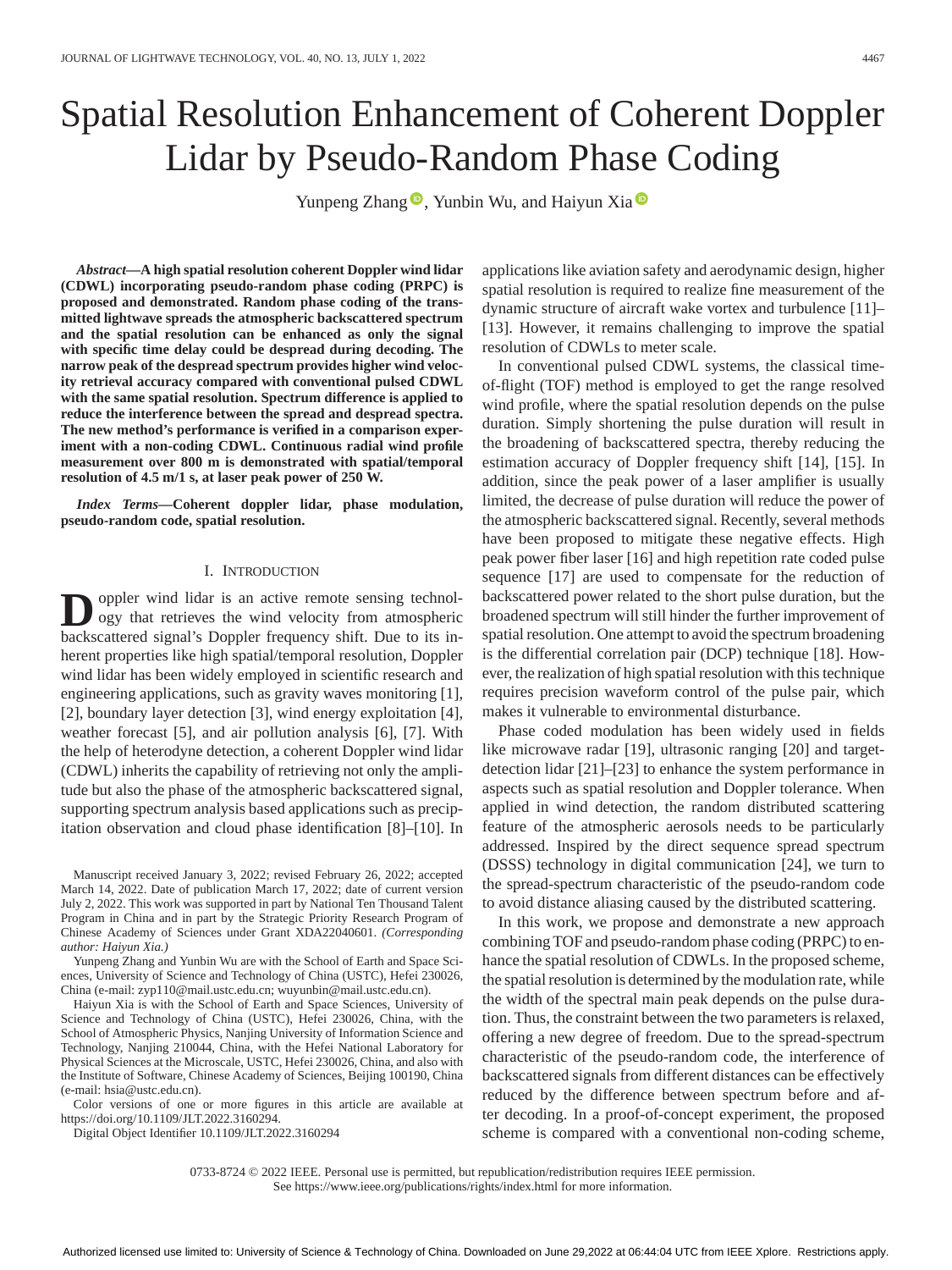# Spatial Resolution Enhancement of Coherent Doppler Lidar by Pseudo-Random Phase Coding

Yunpeng Zhang, Yunbin Wu, and Haiyun Xia

***Abstract*—A high spatial resolution coherent Doppler wind lidar (CDWL) incorporating pseudo-random phase coding (PRPC) is proposed and demonstrated. Random phase coding of the transmitted lightwave spreads the atmospheric backscattered spectrum and the spatial resolution can be enhanced as only the signal with specific time delay could be despread during decoding. The narrow peak of the despread spectrum provides higher wind velocity retrieval accuracy compared with conventional pulsed CDWL with the same spatial resolution. Spectrum difference is applied to reduce the interference between the spread and despread spectra. The new method's performance is verified in a comparison experiment with a non-coding CDWL. Continuous radial wind profile measurement over 800 m is demonstrated with spatial/temporal resolution of 4.5 m/1 s, at laser peak power of 250 W.**

***Index Terms*—Coherent doppler lidar, phase modulation, pseudo-random code, spatial resolution.**

## I. Introduction

Doppler wind lidar is an active remote sensing technology that retrieves the wind velocity from atmospheric backscattered signal's Doppler frequency shift. Due to its inherent properties like high spatial/temporal resolution, Doppler wind lidar has been widely employed in scientific research and engineering applications, such as gravity waves monitoring [1], [2], boundary layer detection [3], wind energy exploitation [4], weather forecast [5], and air pollution analysis [6], [7]. With the help of heterodyne detection, a coherent Doppler wind lidar (CDWL) inherits the capability of retrieving not only the amplitude but also the phase of the atmospheric backscattered signal, supporting spectrum analysis based applications such as precipitation observation and cloud phase identification [8]–[10]. In applications like aviation safety and aerodynamic design, higher spatial resolution is required to realize fine measurement of the dynamic structure of aircraft wake vortex and turbulence [11]–[13]. However, it remains challenging to improve the spatial resolution of CDWLs to meter scale.

In conventional pulsed CDWL systems, the classical time-of-flight (TOF) method is employed to get the range resolved wind profile, where the spatial resolution depends on the pulse duration. Simply shortening the pulse duration will result in the broadening of backscattered spectra, thereby reducing the estimation accuracy of Doppler frequency shift [14], [15]. In addition, since the peak power of a laser amplifier is usually limited, the decrease of pulse duration will reduce the power of the atmospheric backscattered signal. Recently, several methods have been proposed to mitigate these negative effects. High peak power fiber laser [16] and high repetition rate coded pulse sequence [17] are used to compensate for the reduction of backscattered power related to the short pulse duration, but the broadened spectrum will still hinder the further improvement of spatial resolution. One attempt to avoid the spectrum broadening is the differential correlation pair (DCP) technique [18]. However, the realization of high spatial resolution with this technique requires precision waveform control of the pulse pair, which makes it vulnerable to environmental disturbance.

Phase coded modulation has been widely used in fields like microwave radar [19], ultrasonic ranging [20] and target-detection lidar [21]–[23] to enhance the system performance in aspects such as spatial resolution and Doppler tolerance. When applied in wind detection, the random distributed scattering feature of the atmospheric aerosols needs to be particularly addressed. Inspired by the direct sequence spread spectrum (DSSS) technology in digital communication [24], we turn to the spread-spectrum characteristic of the pseudo-random code to avoid distance aliasing caused by the distributed scattering.

In this work, we propose and demonstrate a new approach combining TOF and pseudo-random phase coding (PRPC) to enhance the spatial resolution of CDWLs. In the proposed scheme, the spatial resolution is determined by the modulation rate, while the width of the spectral main peak depends on the pulse duration. Thus, the constraint between the two parameters is relaxed, offering a new degree of freedom. Due to the spread-spectrum characteristic of the pseudo-random code, the interference of backscattered signals from different distances can be effectively reduced by the difference between spectrum before and after decoding. In a proof-of-concept experiment, the proposed scheme is compared with a conventional non-coding scheme,

Manuscript received January 3, 2022; revised February 26, 2022; accepted March 14, 2022. Date of publication March 17, 2022; date of current version July 2, 2022. This work was supported in part by National Ten Thousand Talent Program in China and in part by the Strategic Priority Research Program of Chinese Academy of Sciences under Grant XDA22040601. *(Corresponding author: Haiyun Xia.)*

Yunpeng Zhang and Yunbin Wu are with the School of Earth and Space Sciences, University of Science and Technology of China (USTC), Hefei 230026, China (e-mail: zyp110@mail.ustc.edu.cn; wuyunbin@mail.ustc.edu.cn).

Haiyun Xia is with the School of Earth and Space Sciences, University of Science and Technology of China (USTC), Hefei 230026, China, with the School of Atmospheric Physics, Nanjing University of Information Science and Technology, Nanjing 210044, China, with the Hefei National Laboratory for Physical Sciences at the Microscale, USTC, Hefei 230026, China, and also with the Institute of Software, Chinese Academy of Sciences, Beijing 100190, China (e-mail: hsia@ustc.edu.cn).

Color versions of one or more figures in this article are available at https://doi.org/10.1109/JLT.2022.3160294.

Digital Object Identifier 10.1109/JLT.2022.3160294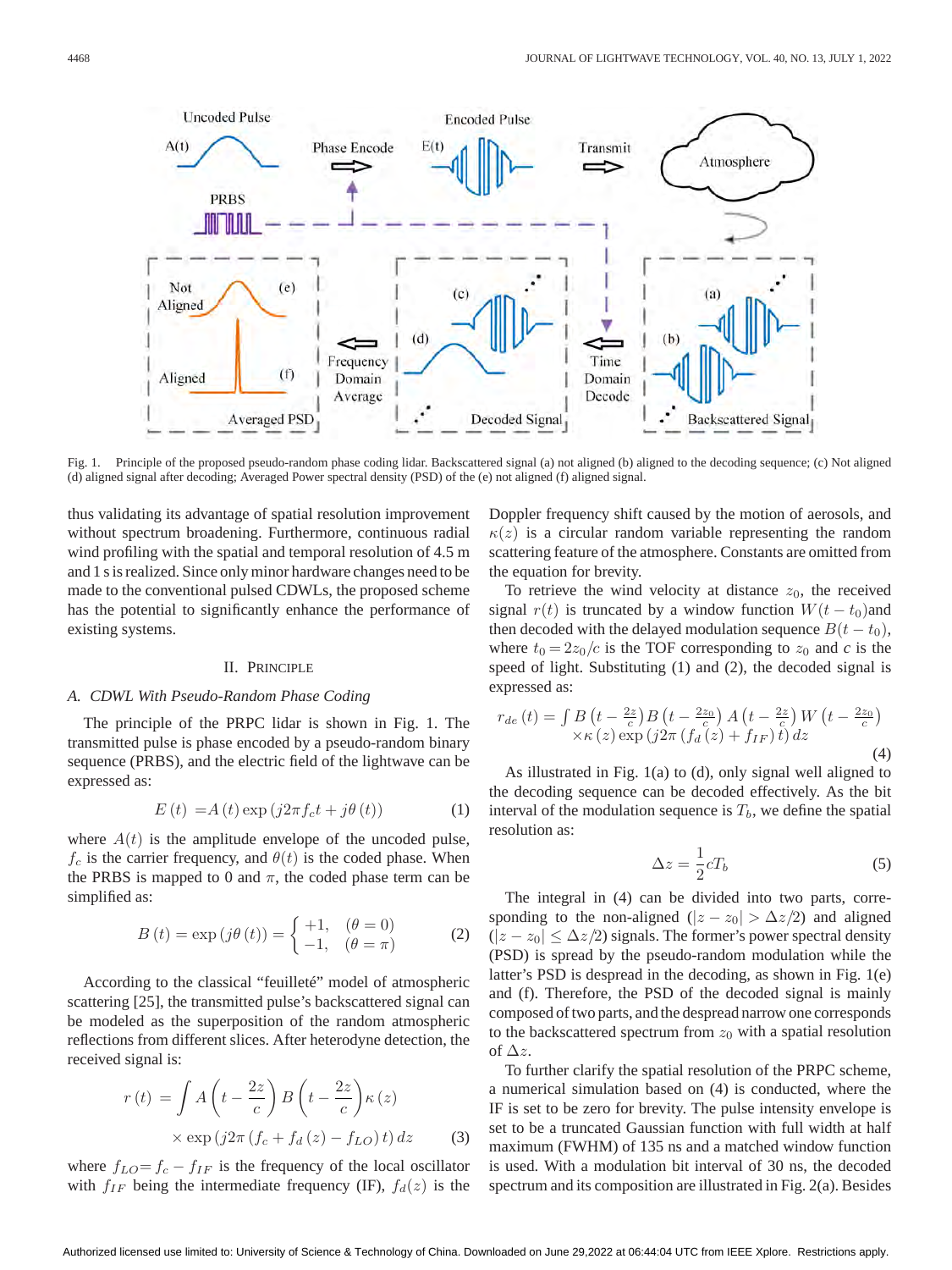Fig. 1. Principle of the proposed pseudo-random phase coding lidar. Backscattered signal (a) not aligned (b) aligned to the decoding sequence; (c) Not aligned (d) aligned signal after decoding; Averaged Power spectral density (PSD) of the (e) not aligned (f) aligned signal.

thus validating its advantage of spatial resolution improvement without spectrum broadening. Furthermore, continuous radial wind profiling with the spatial and temporal resolution of 4.5 m and 1 s is realized. Since only minor hardware changes need to be made to the conventional pulsed CDWLs, the proposed scheme has the potential to significantly enhance the performance of existing systems.

## II. Principle

### A. CDWL With Pseudo-Random Phase Coding

The principle of the PRPC lidar is shown in Fig. 1. The transmitted pulse is phase encoded by a pseudo-random binary sequence (PRBS), and the electric field of the lightwave can be expressed as:

$$E\left(t\right) = A\left(t\right)\exp\left(j2\pi f_c t + j\theta\left(t\right)\right) \tag{1}$$

where $A(t)$ is the amplitude envelope of the uncoded pulse, $f_c$ is the carrier frequency, and $\theta(t)$ is the coded phase. When the PRBS is mapped to 0 and $\pi$, the coded phase term can be simplified as:

$$B\left(t\right) = \exp\left(j\theta\left(t\right)\right) = \begin{cases} +1, & (\theta = 0) \\ -1, & (\theta = \pi) \end{cases} \tag{2}$$

According to the classical "feuilleté" model of atmospheric scattering [25], the transmitted pulse's backscattered signal can be modeled as the superposition of the random atmospheric reflections from different slices. After heterodyne detection, the received signal is:

$$r\left(t\right) = \int A\left(t - \frac{2z}{c}\right) B\left(t - \frac{2z}{c}\right) \kappa\left(z\right) \times \exp\left(j2\pi\left(f_c + f_d\left(z\right) - f_{LO}\right)t\right) dz \tag{3}$$

where $f_{LO} = f_c - f_{IF}$ is the frequency of the local oscillator with $f_{IF}$ being the intermediate frequency (IF), $f_d(z)$ is the Doppler frequency shift caused by the motion of aerosols, and $\kappa(z)$ is a circular random variable representing the random scattering feature of the atmosphere. Constants are omitted from the equation for brevity.

To retrieve the wind velocity at distance $z_0$, the received signal $r(t)$ is truncated by a window function $W(t - t_0)$and then decoded with the delayed modulation sequence $B(t - t_0)$, where $t_0 = 2z_0/c$ is the TOF corresponding to $z_0$ and $c$ is the speed of light. Substituting (1) and (2), the decoded signal is expressed as:

$$r_{de}\left(t\right) = \int B\left(t - \tfrac{2z}{c}\right) B\left(t - \tfrac{2z_0}{c}\right) A\left(t - \tfrac{2z}{c}\right) W\left(t - \tfrac{2z_0}{c}\right) \times \kappa\left(z\right) \exp\left(j2\pi\left(f_d\left(z\right) + f_{IF}\right)t\right) dz \tag{4}$$

As illustrated in Fig. 1(a) to (d), only signal well aligned to the decoding sequence can be decoded effectively. As the bit interval of the modulation sequence is $T_b$, we define the spatial resolution as:

$$\Delta z = \frac{1}{2} c T_b \tag{5}$$

The integral in (4) can be divided into two parts, corresponding to the non-aligned ($|z - z_0| > \Delta z/2$) and aligned ($|z - z_0| \leq \Delta z/2$) signals. The former's power spectral density (PSD) is spread by the pseudo-random modulation while the latter's PSD is despread in the decoding, as shown in Fig. 1(e) and (f). Therefore, the PSD of the decoded signal is mainly composed of two parts, and the despread narrow one corresponds to the backscattered spectrum from $z_0$ with a spatial resolution of $\Delta z$.

To further clarify the spatial resolution of the PRPC scheme, a numerical simulation based on (4) is conducted, where the IF is set to be zero for brevity. The pulse intensity envelope is set to be a truncated Gaussian function with full width at half maximum (FWHM) of 135 ns and a matched window function is used. With a modulation bit interval of 30 ns, the decoded spectrum and its composition are illustrated in Fig. 2(a). Besides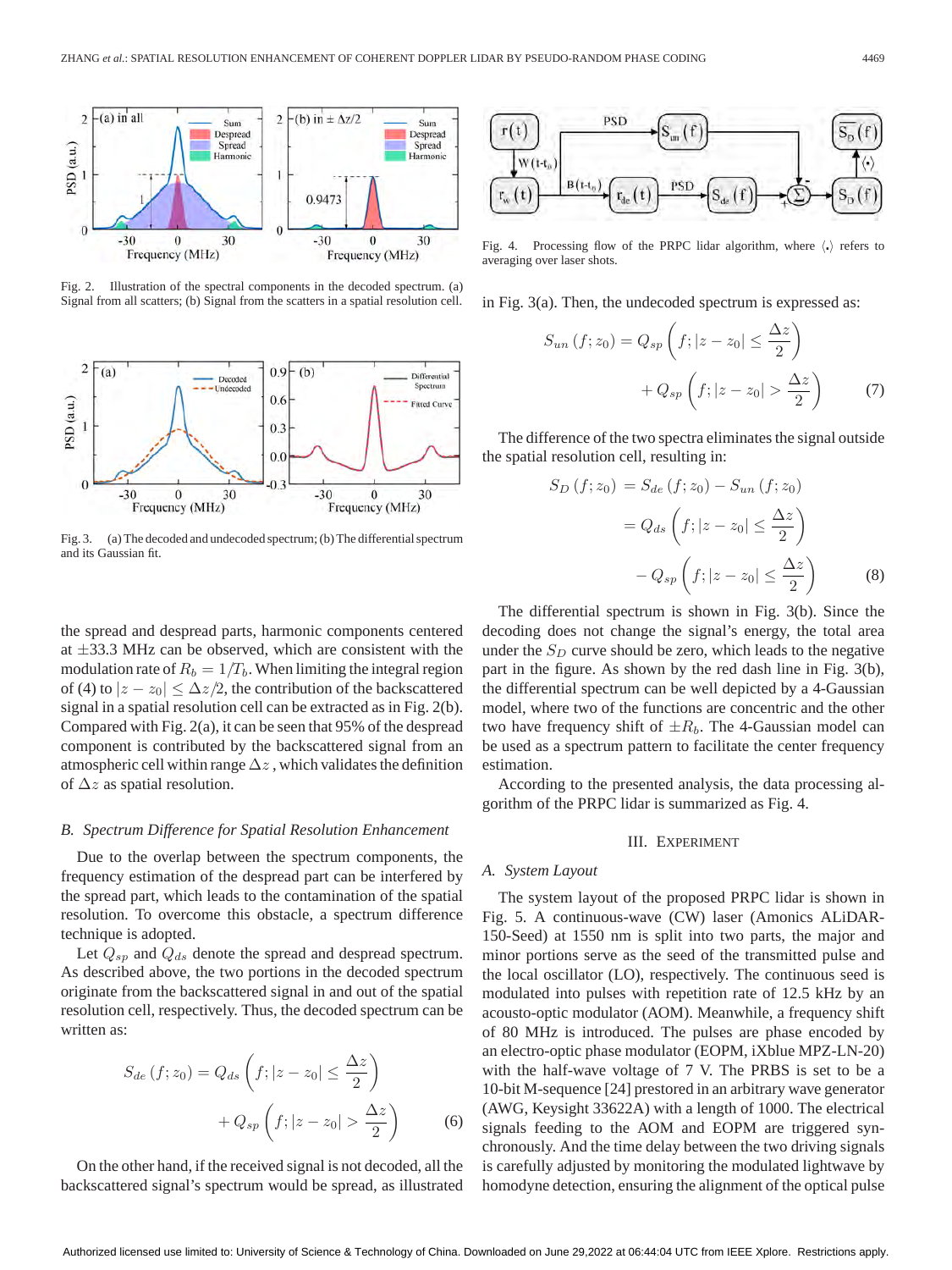Fig. 2. Illustration of the spectral components in the decoded spectrum. (a) Signal from all scatters; (b) Signal from the scatters in a spatial resolution cell.

Fig. 3. (a) The decoded and undecoded spectrum; (b) The differential spectrum and its Gaussian fit.

the spread and despread parts, harmonic components centered at ±33.3 MHz can be observed, which are consistent with the modulation rate of $R_b = 1/T_b$. When limiting the integral region of (4) to $|z - z_0| \leq \Delta z/2$, the contribution of the backscattered signal in a spatial resolution cell can be extracted as in Fig. 2(b). Compared with Fig. 2(a), it can be seen that 95% of the despread component is contributed by the backscattered signal from an atmospheric cell within range $\Delta z$, which validates the definition of $\Delta z$ as spatial resolution.

### B. Spectrum Difference for Spatial Resolution Enhancement

Due to the overlap between the spectrum components, the frequency estimation of the despread part can be interfered by the spread part, which leads to the contamination of the spatial resolution. To overcome this obstacle, a spectrum difference technique is adopted.

Let $Q_{sp}$ and $Q_{ds}$ denote the spread and despread spectrum. As described above, the two portions in the decoded spectrum originate from the backscattered signal in and out of the spatial resolution cell, respectively. Thus, the decoded spectrum can be written as:

$$S_{de}(f; z_0) = Q_{ds}\left(f; |z - z_0| \leq \frac{\Delta z}{2}\right) + Q_{sp}\left(f; |z - z_0| > \frac{\Delta z}{2}\right) \tag{6}$$

On the other hand, if the received signal is not decoded, all the backscattered signal's spectrum would be spread, as illustrated in Fig. 3(a). Then, the undecoded spectrum is expressed as:

$$S_{un}(f; z_0) = Q_{sp}\left(f; |z - z_0| \leq \frac{\Delta z}{2}\right) + Q_{sp}\left(f; |z - z_0| > \frac{\Delta z}{2}\right) \tag{7}$$

The difference of the two spectra eliminates the signal outside the spatial resolution cell, resulting in:

$$\begin{aligned} S_D(f; z_0) &= S_{de}(f; z_0) - S_{un}(f; z_0) \\ &= Q_{ds}\left(f; |z - z_0| \leq \frac{\Delta z}{2}\right) \\ &\quad - Q_{sp}\left(f; |z - z_0| \leq \frac{\Delta z}{2}\right) \end{aligned} \tag{8}$$

The differential spectrum is shown in Fig. 3(b). Since the decoding does not change the signal's energy, the total area under the $S_D$ curve should be zero, which leads to the negative part in the figure. As shown by the red dash line in Fig. 3(b), the differential spectrum can be well depicted by a 4-Gaussian model, where two of the functions are concentric and the other two have frequency shift of $\pm R_b$. The 4-Gaussian model can be used as a spectrum pattern to facilitate the center frequency estimation.

According to the presented analysis, the data processing algorithm of the PRPC lidar is summarized as Fig. 4.

Fig. 4. Processing flow of the PRPC lidar algorithm, where $\langle \cdot \rangle$ refers to averaging over laser shots.

## III. Experiment

### A. System Layout

The system layout of the proposed PRPC lidar is shown in Fig. 5. A continuous-wave (CW) laser (Amonics ALiDAR-150-Seed) at 1550 nm is split into two parts, the major and minor portions serve as the seed of the transmitted pulse and the local oscillator (LO), respectively. The continuous seed is modulated into pulses with repetition rate of 12.5 kHz by an acousto-optic modulator (AOM). Meanwhile, a frequency shift of 80 MHz is introduced. The pulses are phase encoded by an electro-optic phase modulator (EOPM, iXblue MPZ-LN-20) with the half-wave voltage of 7 V. The PRBS is set to be a 10-bit M-sequence [24] prestored in an arbitrary wave generator (AWG, Keysight 33622A) with a length of 1000. The electrical signals feeding to the AOM and EOPM are triggered synchronously. And the time delay between the two driving signals is carefully adjusted by monitoring the modulated lightwave by homodyne detection, ensuring the alignment of the optical pulse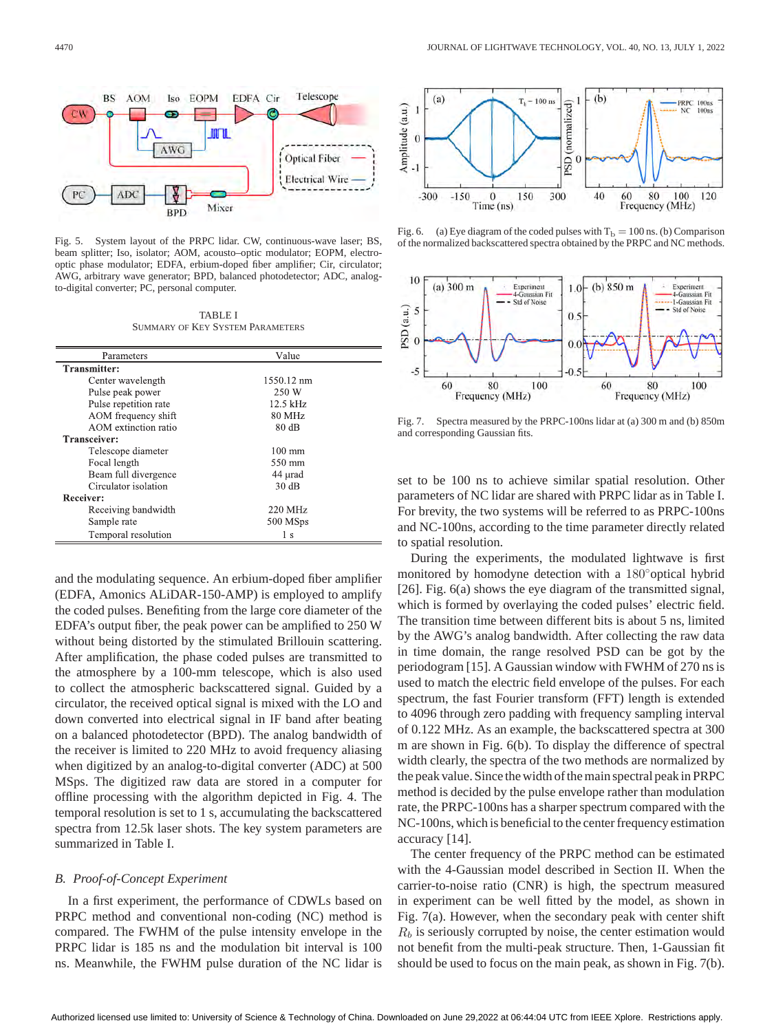Fig. 5. System layout of the PRPC lidar. CW, continuous-wave laser; BS, beam splitter; Iso, isolator; AOM, acousto–optic modulator; EOPM, electro-optic phase modulator; EDFA, erbium-doped fiber amplifier; Cir, circulator; AWG, arbitrary wave generator; BPD, balanced photodetector; ADC, analog-to-digital converter; PC, personal computer.

TABLE I
SUMMARY OF KEY SYSTEM PARAMETERS

| Parameters | Value |
|---|---|
| **Transmitter:** | |
| Center wavelength | 1550.12 nm |
| Pulse peak power | 250 W |
| Pulse repetition rate | 12.5 kHz |
| AOM frequency shift | 80 MHz |
| AOM extinction ratio | 80 dB |
| **Transceiver:** | |
| Telescope diameter | 100 mm |
| Focal length | 550 mm |
| Beam full divergence | 44 μrad |
| Circulator isolation | 30 dB |
| **Receiver:** | |
| Receiving bandwidth | 220 MHz |
| Sample rate | 500 MSps |
| Temporal resolution | 1 s |

and the modulating sequence. An erbium-doped fiber amplifier (EDFA, Amonics ALiDAR-150-AMP) is employed to amplify the coded pulses. Benefiting from the large core diameter of the EDFA's output fiber, the peak power can be amplified to 250 W without being distorted by the stimulated Brillouin scattering. After amplification, the phase coded pulses are transmitted to the atmosphere by a 100-mm telescope, which is also used to collect the atmospheric backscattered signal. Guided by a circulator, the received optical signal is mixed with the LO and down converted into electrical signal in IF band after beating on a balanced photodetector (BPD). The analog bandwidth of the receiver is limited to 220 MHz to avoid frequency aliasing when digitized by an analog-to-digital converter (ADC) at 500 MSps. The digitized raw data are stored in a computer for offline processing with the algorithm depicted in Fig. 4. The temporal resolution is set to 1 s, accumulating the backscattered spectra from 12.5k laser shots. The key system parameters are summarized in Table I.

## *B. Proof-of-Concept Experiment*

In a first experiment, the performance of CDWLs based on PRPC method and conventional non-coding (NC) method is compared. The FWHM of the pulse intensity envelope in the PRPC lidar is 185 ns and the modulation bit interval is 100 ns. Meanwhile, the FWHM pulse duration of the NC lidar is set to be 100 ns to achieve similar spatial resolution. Other parameters of NC lidar are shared with PRPC lidar as in Table I. For brevity, the two systems will be referred to as PRPC-100ns and NC-100ns, according to the time parameter directly related to spatial resolution.

Fig. 6. (a) Eye diagram of the coded pulses with $T_b = 100$ ns. (b) Comparison of the normalized backscattered spectra obtained by the PRPC and NC methods.

Fig. 7. Spectra measured by the PRPC-100ns lidar at (a) 300 m and (b) 850m and corresponding Gaussian fits.

During the experiments, the modulated lightwave is first monitored by homodyne detection with a 180°optical hybrid [26]. Fig. 6(a) shows the eye diagram of the transmitted signal, which is formed by overlaying the coded pulses' electric field. The transition time between different bits is about 5 ns, limited by the AWG's analog bandwidth. After collecting the raw data in time domain, the range resolved PSD can be got by the periodogram [15]. A Gaussian window with FWHM of 270 ns is used to match the electric field envelope of the pulses. For each spectrum, the fast Fourier transform (FFT) length is extended to 4096 through zero padding with frequency sampling interval of 0.122 MHz. As an example, the backscattered spectra at 300 m are shown in Fig. 6(b). To display the difference of spectral width clearly, the spectra of the two methods are normalized by the peak value. Since the width of the main spectral peak in PRPC method is decided by the pulse envelope rather than modulation rate, the PRPC-100ns has a sharper spectrum compared with the NC-100ns, which is beneficial to the center frequency estimation accuracy [14].

The center frequency of the PRPC method can be estimated with the 4-Gaussian model described in Section II. When the carrier-to-noise ratio (CNR) is high, the spectrum measured in experiment can be well fitted by the model, as shown in Fig. 7(a). However, when the secondary peak with center shift $R_b$ is seriously corrupted by noise, the center estimation would not benefit from the multi-peak structure. Then, 1-Gaussian fit should be used to focus on the main peak, as shown in Fig. 7(b).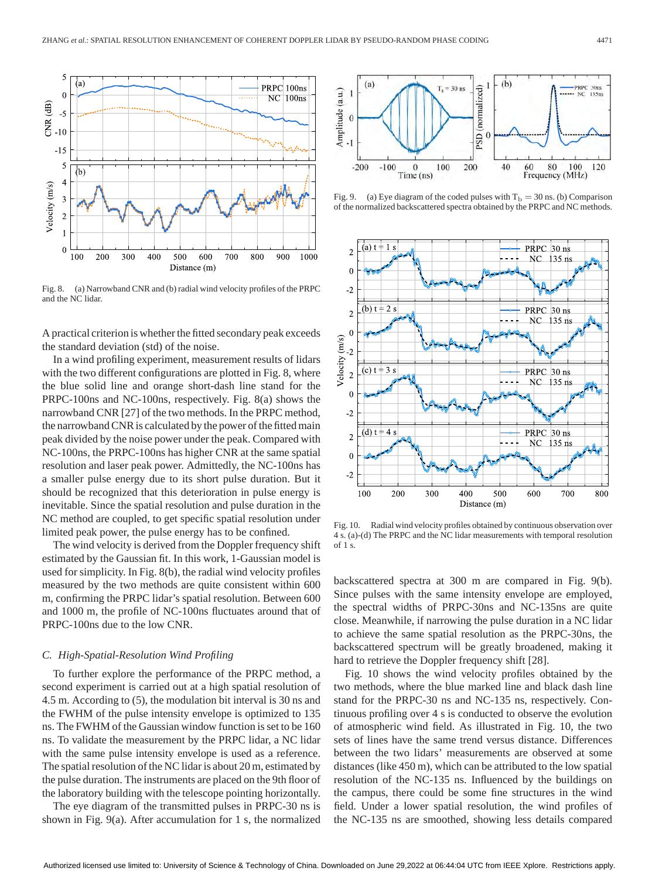Fig. 8. (a) Narrowband CNR and (b) radial wind velocity profiles of the PRPC and the NC lidar.

A practical criterion is whether the fitted secondary peak exceeds the standard deviation (std) of the noise.

In a wind profiling experiment, measurement results of lidars with the two different configurations are plotted in Fig. 8, where the blue solid line and orange short-dash line stand for the PRPC-100ns and NC-100ns, respectively. Fig. 8(a) shows the narrowband CNR [27] of the two methods. In the PRPC method, the narrowband CNR is calculated by the power of the fitted main peak divided by the noise power under the peak. Compared with NC-100ns, the PRPC-100ns has higher CNR at the same spatial resolution and laser peak power. Admittedly, the NC-100ns has a smaller pulse energy due to its short pulse duration. But it should be recognized that this deterioration in pulse energy is inevitable. Since the spatial resolution and pulse duration in the NC method are coupled, to get specific spatial resolution under limited peak power, the pulse energy has to be confined.

The wind velocity is derived from the Doppler frequency shift estimated by the Gaussian fit. In this work, 1-Gaussian model is used for simplicity. In Fig. 8(b), the radial wind velocity profiles measured by the two methods are quite consistent within 600 m, confirming the PRPC lidar's spatial resolution. Between 600 and 1000 m, the profile of NC-100ns fluctuates around that of PRPC-100ns due to the low CNR.

### *C. High-Spatial-Resolution Wind Profiling*

To further explore the performance of the PRPC method, a second experiment is carried out at a high spatial resolution of 4.5 m. According to (5), the modulation bit interval is 30 ns and the FWHM of the pulse intensity envelope is optimized to 135 ns. The FWHM of the Gaussian window function is set to be 160 ns. To validate the measurement by the PRPC lidar, a NC lidar with the same pulse intensity envelope is used as a reference. The spatial resolution of the NC lidar is about 20 m, estimated by the pulse duration. The instruments are placed on the 9th floor of the laboratory building with the telescope pointing horizontally.

The eye diagram of the transmitted pulses in PRPC-30 ns is shown in Fig. 9(a). After accumulation for 1 s, the normalized backscattered spectra at 300 m are compared in Fig. 9(b). Since pulses with the same intensity envelope are employed, the spectral widths of PRPC-30ns and NC-135ns are quite close. Meanwhile, if narrowing the pulse duration in a NC lidar to achieve the same spatial resolution as the PRPC-30ns, the backscattered spectrum will be greatly broadened, making it hard to retrieve the Doppler frequency shift [28].

Fig. 9. (a) Eye diagram of the coded pulses with $T_b = 30$ ns. (b) Comparison of the normalized backscattered spectra obtained by the PRPC and NC methods.

Fig. 10. Radial wind velocity profiles obtained by continuous observation over 4 s. (a)-(d) The PRPC and the NC lidar measurements with temporal resolution of 1 s.

Fig. 10 shows the wind velocity profiles obtained by the two methods, where the blue marked line and black dash line stand for the PRPC-30 ns and NC-135 ns, respectively. Continuous profiling over 4 s is conducted to observe the evolution of atmospheric wind field. As illustrated in Fig. 10, the two sets of lines have the same trend versus distance. Differences between the two lidars' measurements are observed at some distances (like 450 m), which can be attributed to the low spatial resolution of the NC-135 ns. Influenced by the buildings on the campus, there could be some fine structures in the wind field. Under a lower spatial resolution, the wind profiles of the NC-135 ns are smoothed, showing less details compared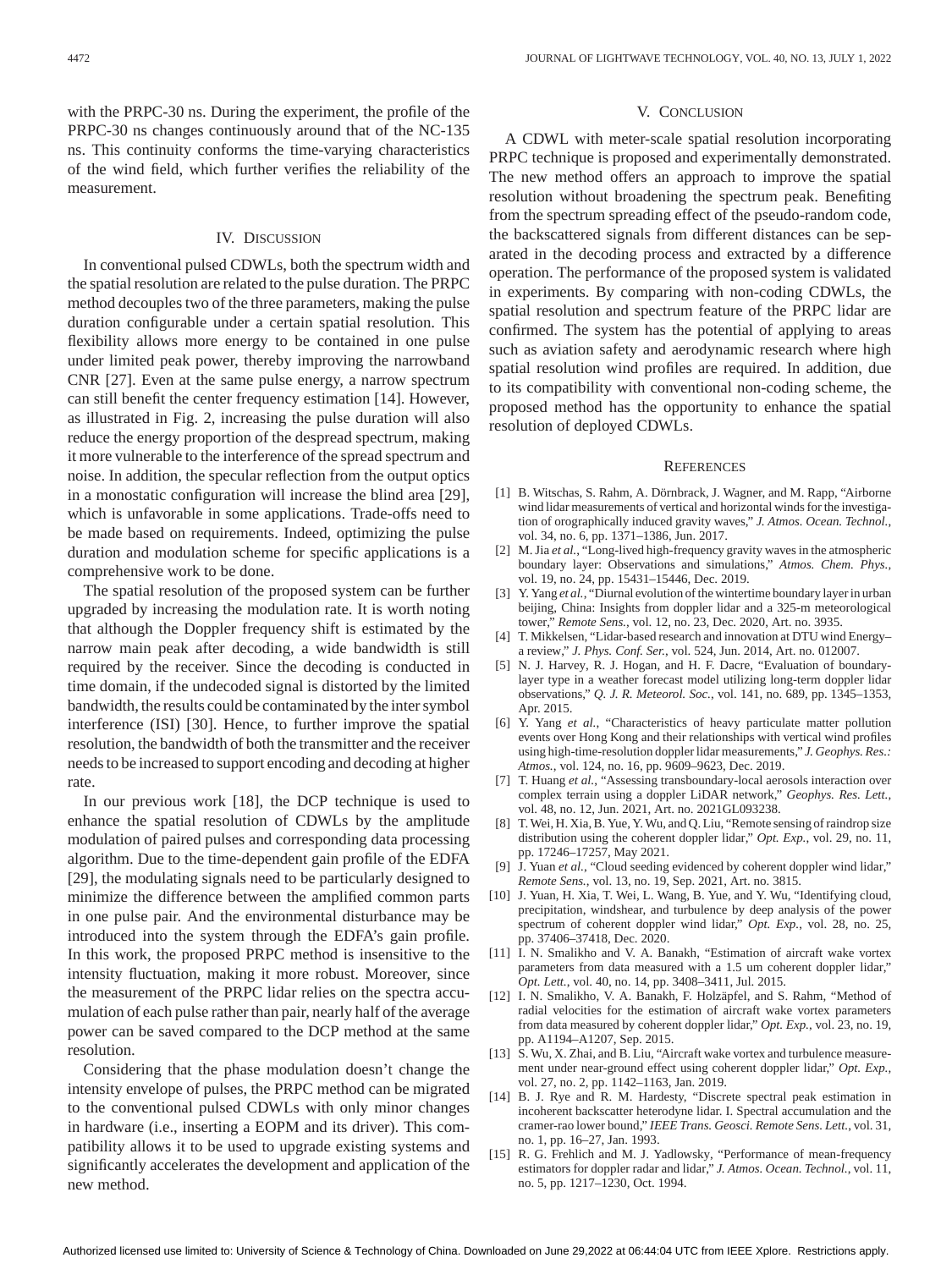with the PRPC-30 ns. During the experiment, the profile of the PRPC-30 ns changes continuously around that of the NC-135 ns. This continuity conforms the time-varying characteristics of the wind field, which further verifies the reliability of the measurement.

## IV. Discussion

In conventional pulsed CDWLs, both the spectrum width and the spatial resolution are related to the pulse duration. The PRPC method decouples two of the three parameters, making the pulse duration configurable under a certain spatial resolution. This flexibility allows more energy to be contained in one pulse under limited peak power, thereby improving the narrowband CNR [27]. Even at the same pulse energy, a narrow spectrum can still benefit the center frequency estimation [14]. However, as illustrated in Fig. 2, increasing the pulse duration will also reduce the energy proportion of the despread spectrum, making it more vulnerable to the interference of the spread spectrum and noise. In addition, the specular reflection from the output optics in a monostatic configuration will increase the blind area [29], which is unfavorable in some applications. Trade-offs need to be made based on requirements. Indeed, optimizing the pulse duration and modulation scheme for specific applications is a comprehensive work to be done.

The spatial resolution of the proposed system can be further upgraded by increasing the modulation rate. It is worth noting that although the Doppler frequency shift is estimated by the narrow main peak after decoding, a wide bandwidth is still required by the receiver. Since the decoding is conducted in time domain, if the undecoded signal is distorted by the limited bandwidth, the results could be contaminated by the inter symbol interference (ISI) [30]. Hence, to further improve the spatial resolution, the bandwidth of both the transmitter and the receiver needs to be increased to support encoding and decoding at higher rate.

In our previous work [18], the DCP technique is used to enhance the spatial resolution of CDWLs by the amplitude modulation of paired pulses and corresponding data processing algorithm. Due to the time-dependent gain profile of the EDFA [29], the modulating signals need to be particularly designed to minimize the difference between the amplified common parts in one pulse pair. And the environmental disturbance may be introduced into the system through the EDFA's gain profile. In this work, the proposed PRPC method is insensitive to the intensity fluctuation, making it more robust. Moreover, since the measurement of the PRPC lidar relies on the spectra accumulation of each pulse rather than pair, nearly half of the average power can be saved compared to the DCP method at the same resolution.

Considering that the phase modulation doesn't change the intensity envelope of pulses, the PRPC method can be migrated to the conventional pulsed CDWLs with only minor changes in hardware (i.e., inserting a EOPM and its driver). This compatibility allows it to be used to upgrade existing systems and significantly accelerates the development and application of the new method.

## V. Conclusion

A CDWL with meter-scale spatial resolution incorporating PRPC technique is proposed and experimentally demonstrated. The new method offers an approach to improve the spatial resolution without broadening the spectrum peak. Benefiting from the spectrum spreading effect of the pseudo-random code, the backscattered signals from different distances can be separated in the decoding process and extracted by a difference operation. The performance of the proposed system is validated in experiments. By comparing with non-coding CDWLs, the spatial resolution and spectrum feature of the PRPC lidar are confirmed. The system has the potential of applying to areas such as aviation safety and aerodynamic research where high spatial resolution wind profiles are required. In addition, due to its compatibility with conventional non-coding scheme, the proposed method has the opportunity to enhance the spatial resolution of deployed CDWLs.

## References

[1] B. Witschas, S. Rahm, A. Dörnbrack, J. Wagner, and M. Rapp, "Airborne wind lidar measurements of vertical and horizontal winds for the investigation of orographically induced gravity waves," *J. Atmos. Ocean. Technol.*, vol. 34, no. 6, pp. 1371–1386, Jun. 2017.

[2] M. Jia *et al.*, "Long-lived high-frequency gravity waves in the atmospheric boundary layer: Observations and simulations," *Atmos. Chem. Phys.*, vol. 19, no. 24, pp. 15431–15446, Dec. 2019.

[3] Y. Yang *et al.*, "Diurnal evolution of the wintertime boundary layer in urban beijing, China: Insights from doppler lidar and a 325-m meteorological tower," *Remote Sens.*, vol. 12, no. 23, Dec. 2020, Art. no. 3935.

[4] T. Mikkelsen, "Lidar-based research and innovation at DTU wind Energy–a review," *J. Phys. Conf. Ser.*, vol. 524, Jun. 2014, Art. no. 012007.

[5] N. J. Harvey, R. J. Hogan, and H. F. Dacre, "Evaluation of boundary-layer type in a weather forecast model utilizing long-term doppler lidar observations," *Q. J. R. Meteorol. Soc.*, vol. 141, no. 689, pp. 1345–1353, Apr. 2015.

[6] Y. Yang *et al.*, "Characteristics of heavy particulate matter pollution events over Hong Kong and their relationships with vertical wind profiles using high-time-resolution doppler lidar measurements," *J. Geophys. Res.: Atmos.*, vol. 124, no. 16, pp. 9609–9623, Dec. 2019.

[7] T. Huang *et al.*, "Assessing transboundary-local aerosols interaction over complex terrain using a doppler LiDAR network," *Geophys. Res. Lett.*, vol. 48, no. 12, Jun. 2021, Art. no. 2021GL093238.

[8] T. Wei, H. Xia, B. Yue, Y. Wu, and Q. Liu, "Remote sensing of raindrop size distribution using the coherent doppler lidar," *Opt. Exp.*, vol. 29, no. 11, pp. 17246–17257, May 2021.

[9] J. Yuan *et al.*, "Cloud seeding evidenced by coherent doppler wind lidar," *Remote Sens.*, vol. 13, no. 19, Sep. 2021, Art. no. 3815.

[10] J. Yuan, H. Xia, T. Wei, L. Wang, B. Yue, and Y. Wu, "Identifying cloud, precipitation, windshear, and turbulence by deep analysis of the power spectrum of coherent doppler wind lidar," *Opt. Exp.*, vol. 28, no. 25, pp. 37406–37418, Dec. 2020.

[11] I. N. Smalikho and V. A. Banakh, "Estimation of aircraft wake vortex parameters from data measured with a 1.5 um coherent doppler lidar," *Opt. Lett.*, vol. 40, no. 14, pp. 3408–3411, Jul. 2015.

[12] I. N. Smalikho, V. A. Banakh, F. Holzäpfel, and S. Rahm, "Method of radial velocities for the estimation of aircraft wake vortex parameters from data measured by coherent doppler lidar," *Opt. Exp.*, vol. 23, no. 19, pp. A1194–A1207, Sep. 2015.

[13] S. Wu, X. Zhai, and B. Liu, "Aircraft wake vortex and turbulence measurement under near-ground effect using coherent doppler lidar," *Opt. Exp.*, vol. 27, no. 2, pp. 1142–1163, Jan. 2019.

[14] B. J. Rye and R. M. Hardesty, "Discrete spectral peak estimation in incoherent backscatter heterodyne lidar. I. Spectral accumulation and the cramer-rao lower bound," *IEEE Trans. Geosci. Remote Sens. Lett.*, vol. 31, no. 1, pp. 16–27, Jan. 1993.

[15] R. G. Frehlich and M. J. Yadlowsky, "Performance of mean-frequency estimators for doppler radar and lidar," *J. Atmos. Ocean. Technol.*, vol. 11, no. 5, pp. 1217–1230, Oct. 1994.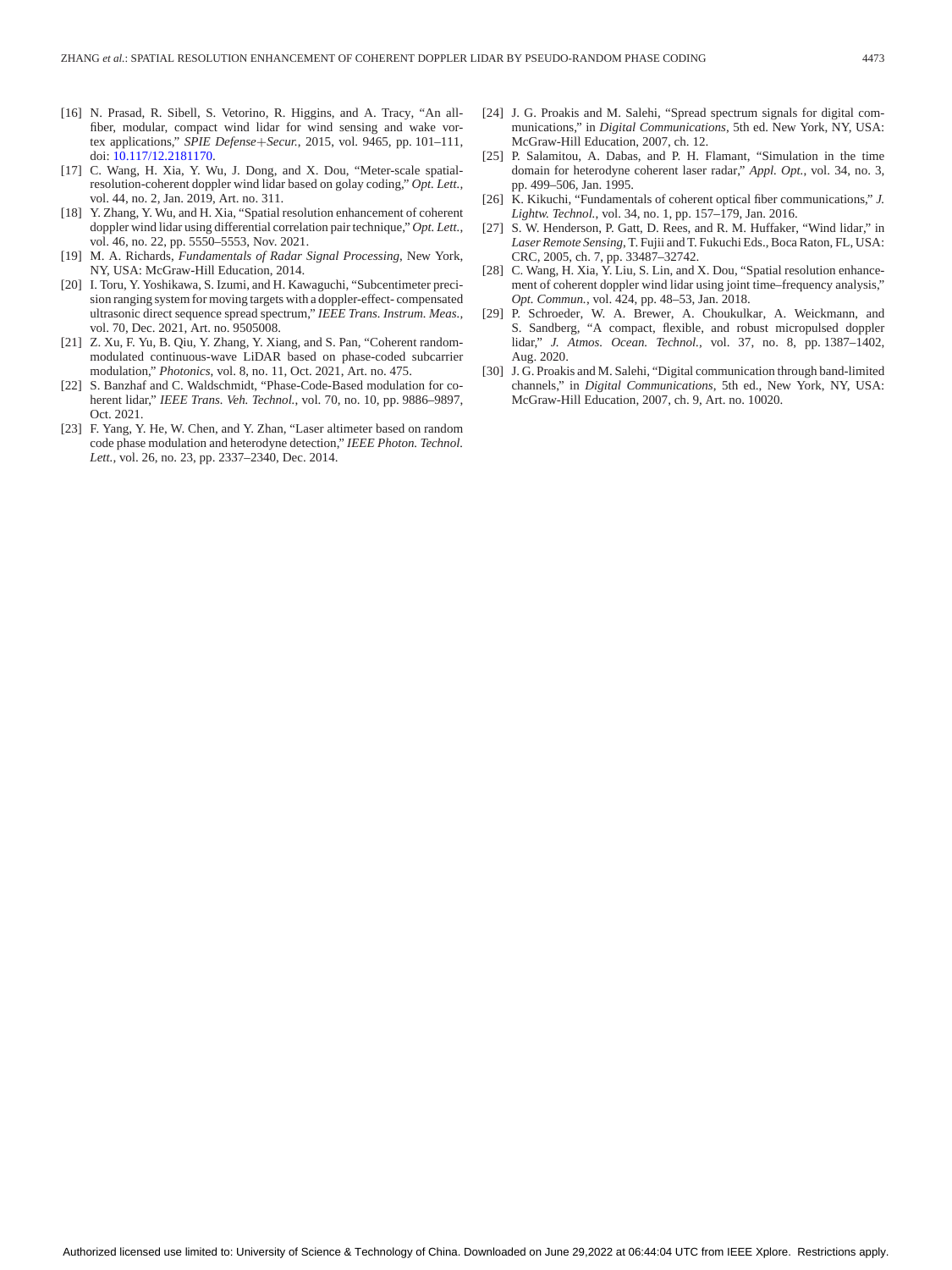[16] N. Prasad, R. Sibell, S. Vetorino, R. Higgins, and A. Tracy, "An all-fiber, modular, compact wind lidar for wind sensing and wake vortex applications," *SPIE Defense+Secur.*, 2015, vol. 9465, pp. 101–111, doi: 10.117/12.2181170.

[17] C. Wang, H. Xia, Y. Wu, J. Dong, and X. Dou, "Meter-scale spatial-resolution-coherent doppler wind lidar based on golay coding," *Opt. Lett.*, vol. 44, no. 2, Jan. 2019, Art. no. 311.

[18] Y. Zhang, Y. Wu, and H. Xia, "Spatial resolution enhancement of coherent doppler wind lidar using differential correlation pair technique," *Opt. Lett.*, vol. 46, no. 22, pp. 5550–5553, Nov. 2021.

[19] M. A. Richards, *Fundamentals of Radar Signal Processing*, New York, NY, USA: McGraw-Hill Education, 2014.

[20] I. Toru, Y. Yoshikawa, S. Izumi, and H. Kawaguchi, "Subcentimeter precision ranging system for moving targets with a doppler-effect- compensated ultrasonic direct sequence spread spectrum," *IEEE Trans. Instrum. Meas.*, vol. 70, Dec. 2021, Art. no. 9505008.

[21] Z. Xu, F. Yu, B. Qiu, Y. Zhang, Y. Xiang, and S. Pan, "Coherent random-modulated continuous-wave LiDAR based on phase-coded subcarrier modulation," *Photonics*, vol. 8, no. 11, Oct. 2021, Art. no. 475.

[22] S. Banzhaf and C. Waldschmidt, "Phase-Code-Based modulation for coherent lidar," *IEEE Trans. Veh. Technol.*, vol. 70, no. 10, pp. 9886–9897, Oct. 2021.

[23] F. Yang, Y. He, W. Chen, and Y. Zhan, "Laser altimeter based on random code phase modulation and heterodyne detection," *IEEE Photon. Technol. Lett.*, vol. 26, no. 23, pp. 2337–2340, Dec. 2014.

[24] J. G. Proakis and M. Salehi, "Spread spectrum signals for digital communications," in *Digital Communications*, 5th ed. New York, NY, USA: McGraw-Hill Education, 2007, ch. 12.

[25] P. Salamitou, A. Dabas, and P. H. Flamant, "Simulation in the time domain for heterodyne coherent laser radar," *Appl. Opt.*, vol. 34, no. 3, pp. 499–506, Jan. 1995.

[26] K. Kikuchi, "Fundamentals of coherent optical fiber communications," *J. Lightw. Technol.*, vol. 34, no. 1, pp. 157–179, Jan. 2016.

[27] S. W. Henderson, P. Gatt, D. Rees, and R. M. Huffaker, "Wind lidar," in *Laser Remote Sensing*, T. Fujii and T. Fukuchi Eds., Boca Raton, FL, USA: CRC, 2005, ch. 7, pp. 33487–32742.

[28] C. Wang, H. Xia, Y. Liu, S. Lin, and X. Dou, "Spatial resolution enhancement of coherent doppler wind lidar using joint time–frequency analysis," *Opt. Commun.*, vol. 424, pp. 48–53, Jan. 2018.

[29] P. Schroeder, W. A. Brewer, A. Choukulkar, A. Weickmann, and S. Sandberg, "A compact, flexible, and robust micropulsed doppler lidar," *J. Atmos. Ocean. Technol.*, vol. 37, no. 8, pp. 1387–1402, Aug. 2020.

[30] J. G. Proakis and M. Salehi, "Digital communication through band-limited channels," in *Digital Communications*, 5th ed., New York, NY, USA: McGraw-Hill Education, 2007, ch. 9, Art. no. 10020.